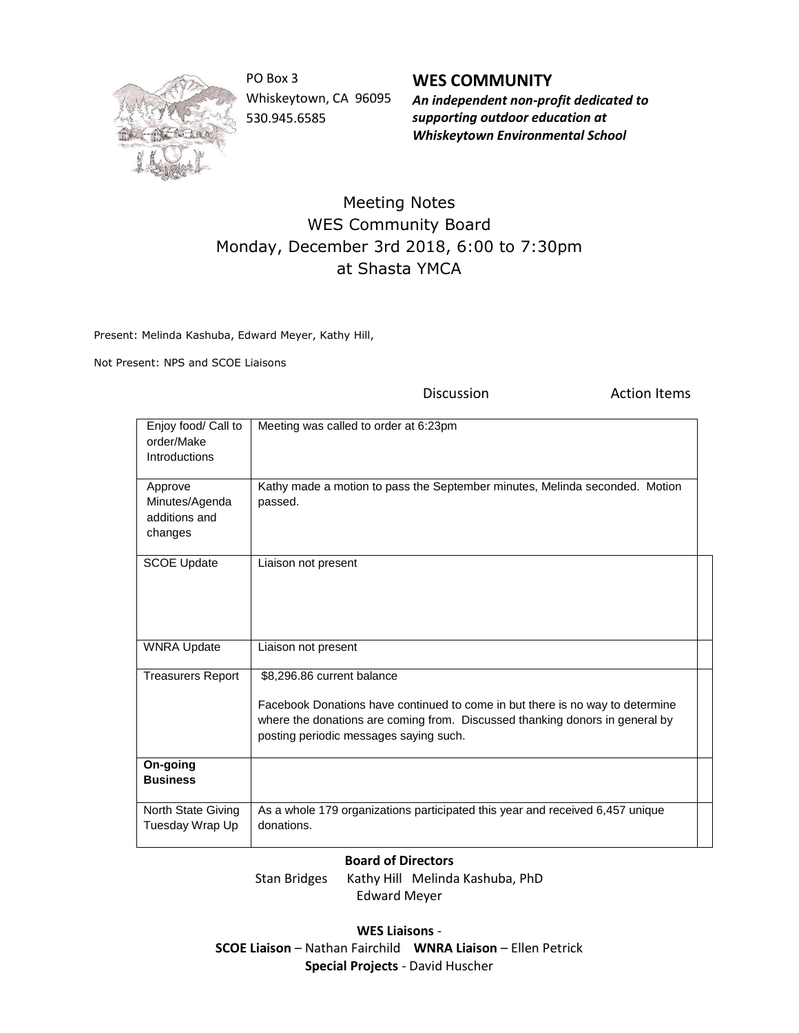PO Box 3
Whiskeytown, CA 96095
530.945.6585

**WES COMMUNITY**
***An independent non-profit dedicated to supporting outdoor education at Whiskeytown Environmental School***

# Meeting Notes
## WES Community Board
## Monday, December 3rd 2018, 6:00 to 7:30pm
## at Shasta YMCA

Present: Melinda Kashuba, Edward Meyer, Kathy Hill,

Not Present: NPS and SCOE Liaisons

| | Discussion | Action Items |
|---|---|---|
| Enjoy food/ Call to order/Make Introductions | Meeting was called to order at 6:23pm | |
| Approve Minutes/Agenda additions and changes | Kathy made a motion to pass the September minutes, Melinda seconded. Motion passed. | |
| SCOE Update | Liaison not present | |
| WNRA Update | Liaison not present | |
| Treasurers Report | $8,296.86 current balance<br><br>Facebook Donations have continued to come in but there is no way to determine where the donations are coming from. Discussed thanking donors in general by posting periodic messages saying such. | |
| **On-going Business** | | |
| North State Giving Tuesday Wrap Up | As a whole 179 organizations participated this year and received 6,457 unique donations. | |

**Board of Directors**
Stan Bridges Kathy Hill Melinda Kashuba, PhD
Edward Meyer

**WES Liaisons** -
**SCOE Liaison** – Nathan Fairchild **WNRA Liaison** – Ellen Petrick
**Special Projects** - David Huscher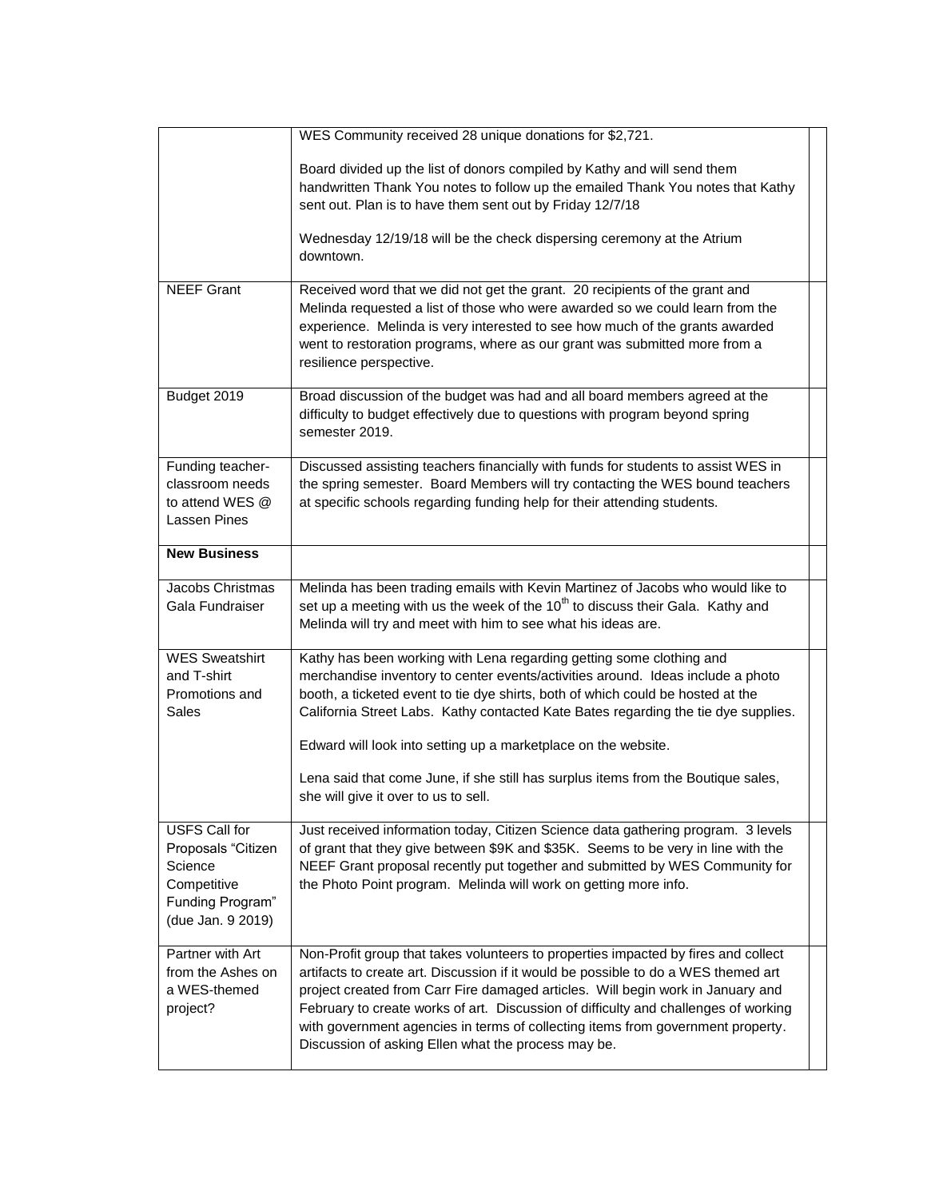| | | |
|---|---|---|
| | WES Community received 28 unique donations for $2,721.<br><br>Board divided up the list of donors compiled by Kathy and will send them handwritten Thank You notes to follow up the emailed Thank You notes that Kathy sent out. Plan is to have them sent out by Friday 12/7/18<br><br>Wednesday 12/19/18 will be the check dispersing ceremony at the Atrium downtown. | |
| NEEF Grant | Received word that we did not get the grant. 20 recipients of the grant and Melinda requested a list of those who were awarded so we could learn from the experience. Melinda is very interested to see how much of the grants awarded went to restoration programs, where as our grant was submitted more from a resilience perspective. | |
| Budget 2019 | Broad discussion of the budget was had and all board members agreed at the difficulty to budget effectively due to questions with program beyond spring semester 2019. | |
| Funding teacher-classroom needs to attend WES @ Lassen Pines | Discussed assisting teachers financially with funds for students to assist WES in the spring semester. Board Members will try contacting the WES bound teachers at specific schools regarding funding help for their attending students. | |
| **New Business** | | |
| Jacobs Christmas Gala Fundraiser | Melinda has been trading emails with Kevin Martinez of Jacobs who would like to set up a meeting with us the week of the 10th to discuss their Gala. Kathy and Melinda will try and meet with him to see what his ideas are. | |
| WES Sweatshirt and T-shirt Promotions and Sales | Kathy has been working with Lena regarding getting some clothing and merchandise inventory to center events/activities around. Ideas include a photo booth, a ticketed event to tie dye shirts, both of which could be hosted at the California Street Labs. Kathy contacted Kate Bates regarding the tie dye supplies.<br><br>Edward will look into setting up a marketplace on the website.<br><br>Lena said that come June, if she still has surplus items from the Boutique sales, she will give it over to us to sell. | |
| USFS Call for Proposals "Citizen Science Competitive Funding Program" (due Jan. 9 2019) | Just received information today, Citizen Science data gathering program. 3 levels of grant that they give between $9K and $35K. Seems to be very in line with the NEEF Grant proposal recently put together and submitted by WES Community for the Photo Point program. Melinda will work on getting more info. | |
| Partner with Art from the Ashes on a WES-themed project? | Non-Profit group that takes volunteers to properties impacted by fires and collect artifacts to create art. Discussion if it would be possible to do a WES themed art project created from Carr Fire damaged articles. Will begin work in January and February to create works of art. Discussion of difficulty and challenges of working with government agencies in terms of collecting items from government property. Discussion of asking Ellen what the process may be. | |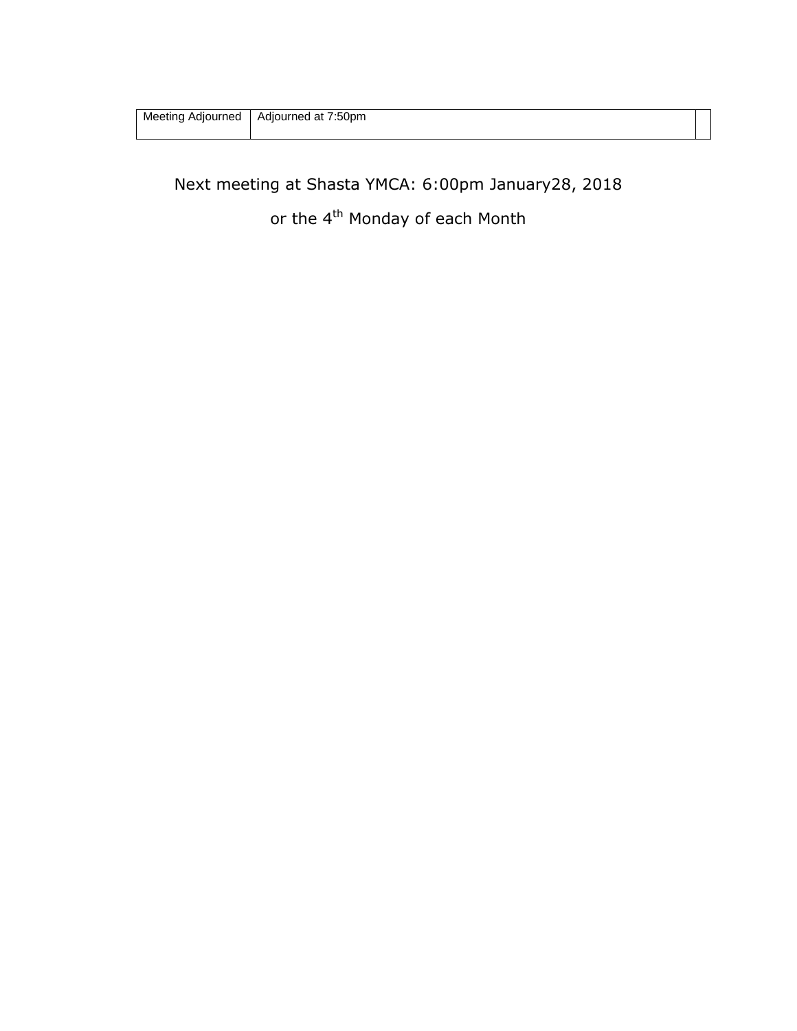| | | |
|---|---|---|
| Meeting Adjourned | Adjourned at 7:50pm | |

Next meeting at Shasta YMCA: 6:00pm January28, 2018

or the 4th Monday of each Month